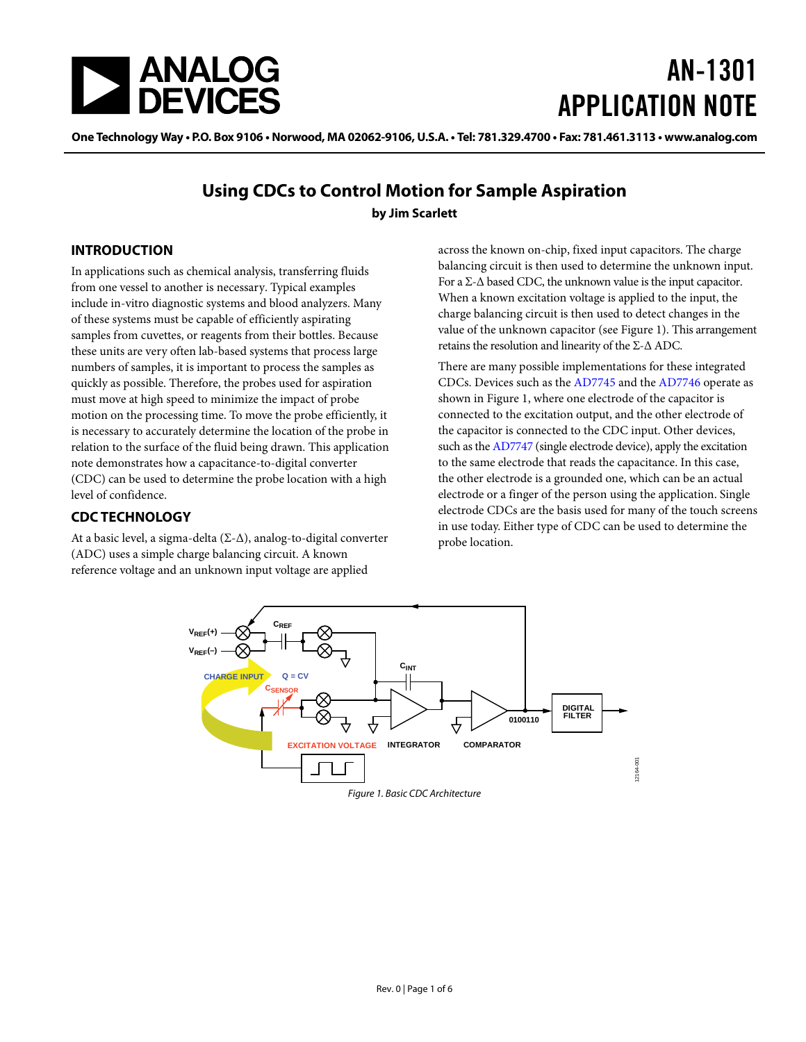# AN-1301 APPLICATION NOTE

One Technology Way • P.O. Box 9106 • Norwood, MA 02062-9106, U.S.A. • Tel: 781.329.4700 • Fax: 781.461.3113 • www.analog.com

## Using CDCs to Control Motion for Sample Aspiration

**by Jim Scarlett**

## INTRODUCTION

In applications such as chemical analysis, transferring fluids from one vessel to another is necessary. Typical examples include in-vitro diagnostic systems and blood analyzers. Many of these systems must be capable of efficiently aspirating samples from cuvettes, or reagents from their bottles. Because these units are very often lab-based systems that process large numbers of samples, it is important to process the samples as quickly as possible. Therefore, the probes used for aspiration must move at high speed to minimize the impact of probe motion on the processing time. To move the probe efficiently, it is necessary to accurately determine the location of the probe in relation to the surface of the fluid being drawn. This application note demonstrates how a capacitance-to-digital converter (CDC) can be used to determine the probe location with a high level of confidence.

## CDC TECHNOLOGY

At a basic level, a sigma-delta (Σ-Δ), analog-to-digital converter (ADC) uses a simple charge balancing circuit. A known reference voltage and an unknown input voltage are applied across the known on-chip, fixed input capacitors. The charge balancing circuit is then used to determine the unknown input. For a Σ-Δ based CDC, the unknown value is the input capacitor. When a known excitation voltage is applied to the input, the charge balancing circuit is then used to detect changes in the value of the unknown capacitor (see Figure 1). This arrangement retains the resolution and linearity of the Σ-Δ ADC.

There are many possible implementations for these integrated CDCs. Devices such as the AD7745 and the AD7746 operate as shown in Figure 1, where one electrode of the capacitor is connected to the excitation output, and the other electrode of the capacitor is connected to the CDC input. Other devices, such as the AD7747 (single electrode device), apply the excitation to the same electrode that reads the capacitance. In this case, the other electrode is a grounded one, which can be an actual electrode or a finger of the person using the application. Single electrode CDCs are the basis used for many of the touch screens in use today. Either type of CDC can be used to determine the probe location.

*Figure 1. Basic CDC Architecture*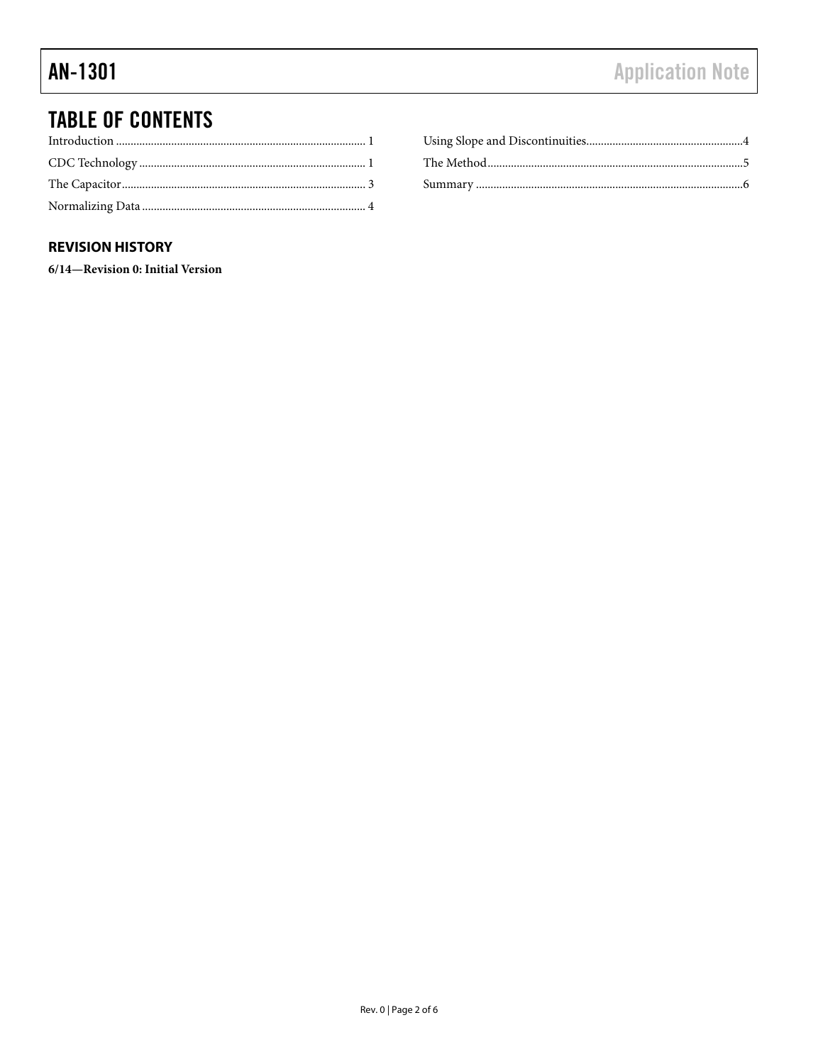## TABLE OF CONTENTS

Introduction .................................................................................... 1

CDC Technology ............................................................................ 1

The Capacitor .................................................................................. 3

Normalizing Data ........................................................................... 4

Using Slope and Discontinuities .................................................... 4

The Method ...................................................................................... 5

Summary .......................................................................................... 6

### REVISION HISTORY

**6/14—Revision 0: Initial Version**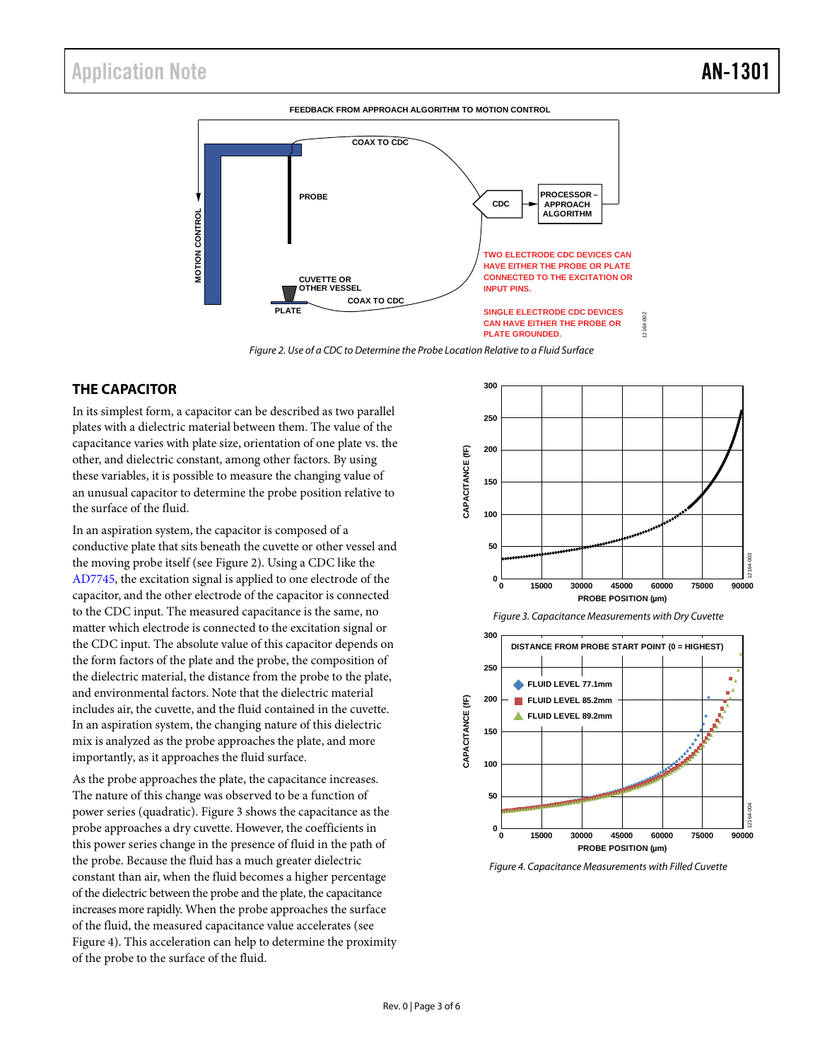Figure 2. Use of a CDC to Determine the Probe Location Relative to a Fluid Surface

## THE CAPACITOR

In its simplest form, a capacitor can be described as two parallel plates with a dielectric material between them. The value of the capacitance varies with plate size, orientation of one plate vs. the other, and dielectric constant, among other factors. By using these variables, it is possible to measure the changing value of an unusual capacitor to determine the probe position relative to the surface of the fluid.

In an aspiration system, the capacitor is composed of a conductive plate that sits beneath the cuvette or other vessel and the moving probe itself (see Figure 2). Using a CDC like the AD7745, the excitation signal is applied to one electrode of the capacitor, and the other electrode of the capacitor is connected to the CDC input. The measured capacitance is the same, no matter which electrode is connected to the excitation signal or the CDC input. The absolute value of this capacitor depends on the form factors of the plate and the probe, the composition of the dielectric material, the distance from the probe to the plate, and environmental factors. Note that the dielectric material includes air, the cuvette, and the fluid contained in the cuvette. In an aspiration system, the changing nature of this dielectric mix is analyzed as the probe approaches the plate, and more importantly, as it approaches the fluid surface.

As the probe approaches the plate, the capacitance increases. The nature of this change was observed to be a function of power series (quadratic). Figure 3 shows the capacitance as the probe approaches a dry cuvette. However, the coefficients in this power series change in the presence of fluid in the path of the probe. Because the fluid has a much greater dielectric constant than air, when the fluid becomes a higher percentage of the dielectric between the probe and the plate, the capacitance increases more rapidly. When the probe approaches the surface of the fluid, the measured capacitance value accelerates (see Figure 4). This acceleration can help to determine the proximity of the probe to the surface of the fluid.

Figure 3. Capacitance Measurements with Dry Cuvette

Figure 4. Capacitance Measurements with Filled Cuvette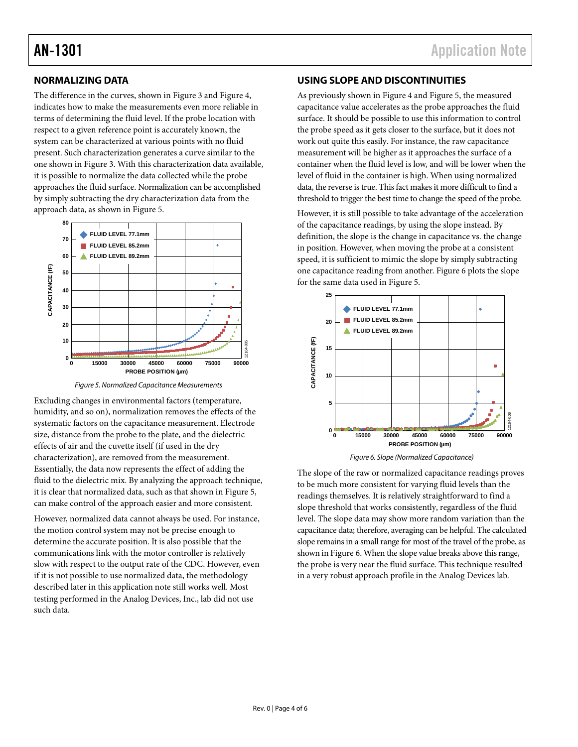## NORMALIZING DATA

The difference in the curves, shown in Figure 3 and Figure 4, indicates how to make the measurements even more reliable in terms of determining the fluid level. If the probe location with respect to a given reference point is accurately known, the system can be characterized at various points with no fluid present. Such characterization generates a curve similar to the one shown in Figure 3. With this characterization data available, it is possible to normalize the data collected while the probe approaches the fluid surface. Normalization can be accomplished by simply subtracting the dry characterization data from the approach data, as shown in Figure 5.

*Figure 5. Normalized Capacitance Measurements*

Excluding changes in environmental factors (temperature, humidity, and so on), normalization removes the effects of the systematic factors on the capacitance measurement. Electrode size, distance from the probe to the plate, and the dielectric effects of air and the cuvette itself (if used in the dry characterization), are removed from the measurement. Essentially, the data now represents the effect of adding the fluid to the dielectric mix. By analyzing the approach technique, it is clear that normalized data, such as that shown in Figure 5, can make control of the approach easier and more consistent.

However, normalized data cannot always be used. For instance, the motion control system may not be precise enough to determine the accurate position. It is also possible that the communications link with the motor controller is relatively slow with respect to the output rate of the CDC. However, even if it is not possible to use normalized data, the methodology described later in this application note still works well. Most testing performed in the Analog Devices, Inc., lab did not use such data.

## USING SLOPE AND DISCONTINUITIES

As previously shown in Figure 4 and Figure 5, the measured capacitance value accelerates as the probe approaches the fluid surface. It should be possible to use this information to control the probe speed as it gets closer to the surface, but it does not work out quite this easily. For instance, the raw capacitance measurement will be higher as it approaches the surface of a container when the fluid level is low, and will be lower when the level of fluid in the container is high. When using normalized data, the reverse is true. This fact makes it more difficult to find a threshold to trigger the best time to change the speed of the probe.

However, it is still possible to take advantage of the acceleration of the capacitance readings, by using the slope instead. By definition, the slope is the change in capacitance vs. the change in position. However, when moving the probe at a consistent speed, it is sufficient to mimic the slope by simply subtracting one capacitance reading from another. Figure 6 plots the slope for the same data used in Figure 5.

*Figure 6. Slope (Normalized Capacitance)*

The slope of the raw or normalized capacitance readings proves to be much more consistent for varying fluid levels than the readings themselves. It is relatively straightforward to find a slope threshold that works consistently, regardless of the fluid level. The slope data may show more random variation than the capacitance data; therefore, averaging can be helpful. The calculated slope remains in a small range for most of the travel of the probe, as shown in Figure 6. When the slope value breaks above this range, the probe is very near the fluid surface. This technique resulted in a very robust approach profile in the Analog Devices lab.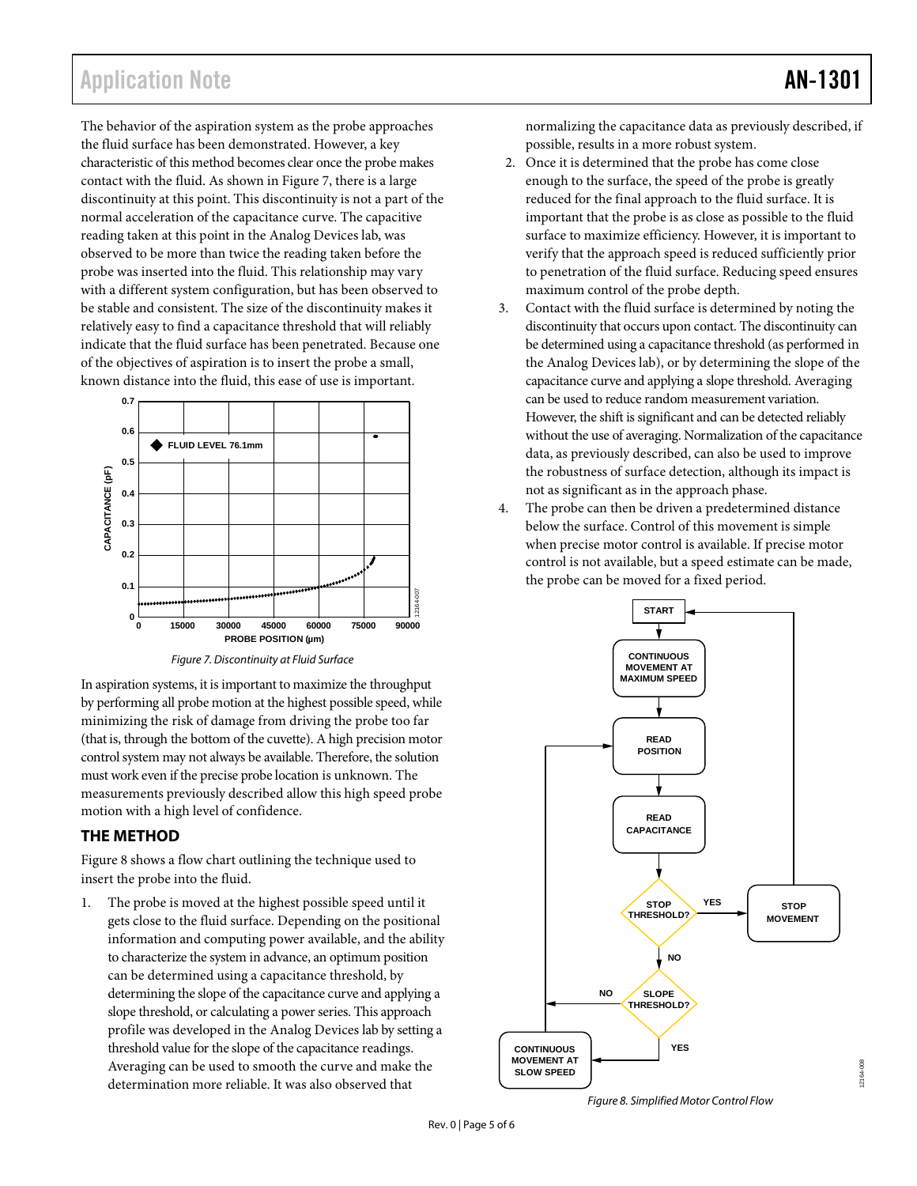The behavior of the aspiration system as the probe approaches the fluid surface has been demonstrated. However, a key characteristic of this method becomes clear once the probe makes contact with the fluid. As shown in Figure 7, there is a large discontinuity at this point. This discontinuity is not a part of the normal acceleration of the capacitance curve. The capacitive reading taken at this point in the Analog Devices lab, was observed to be more than twice the reading taken before the probe was inserted into the fluid. This relationship may vary with a different system configuration, but has been observed to be stable and consistent. The size of the discontinuity makes it relatively easy to find a capacitance threshold that will reliably indicate that the fluid surface has been penetrated. Because one of the objectives of aspiration is to insert the probe a small, known distance into the fluid, this ease of use is important.

*Figure 7. Discontinuity at Fluid Surface*

In aspiration systems, it is important to maximize the throughput by performing all probe motion at the highest possible speed, while minimizing the risk of damage from driving the probe too far (that is, through the bottom of the cuvette). A high precision motor control system may not always be available. Therefore, the solution must work even if the precise probe location is unknown. The measurements previously described allow this high speed probe motion with a high level of confidence.

## THE METHOD

Figure 8 shows a flow chart outlining the technique used to insert the probe into the fluid.

1. The probe is moved at the highest possible speed until it gets close to the fluid surface. Depending on the positional information and computing power available, and the ability to characterize the system in advance, an optimum position can be determined using a capacitance threshold, by determining the slope of the capacitance curve and applying a slope threshold, or calculating a power series. This approach profile was developed in the Analog Devices lab by setting a threshold value for the slope of the capacitance readings. Averaging can be used to smooth the curve and make the determination more reliable. It was also observed that normalizing the capacitance data as previously described, if possible, results in a more robust system.
2. Once it is determined that the probe has come close enough to the surface, the speed of the probe is greatly reduced for the final approach to the fluid surface. It is important that the probe is as close as possible to the fluid surface to maximize efficiency. However, it is important to verify that the approach speed is reduced sufficiently prior to penetration of the fluid surface. Reducing speed ensures maximum control of the probe depth.
3. Contact with the fluid surface is determined by noting the discontinuity that occurs upon contact. The discontinuity can be determined using a capacitance threshold (as performed in the Analog Devices lab), or by determining the slope of the capacitance curve and applying a slope threshold. Averaging can be used to reduce random measurement variation. However, the shift is significant and can be detected reliably without the use of averaging. Normalization of the capacitance data, as previously described, can also be used to improve the robustness of surface detection, although its impact is not as significant as in the approach phase.
4. The probe can then be driven a predetermined distance below the surface. Control of this movement is simple when precise motor control is available. If precise motor control is not available, but a speed estimate can be made, the probe can be moved for a fixed period.

*Figure 8. Simplified Motor Control Flow*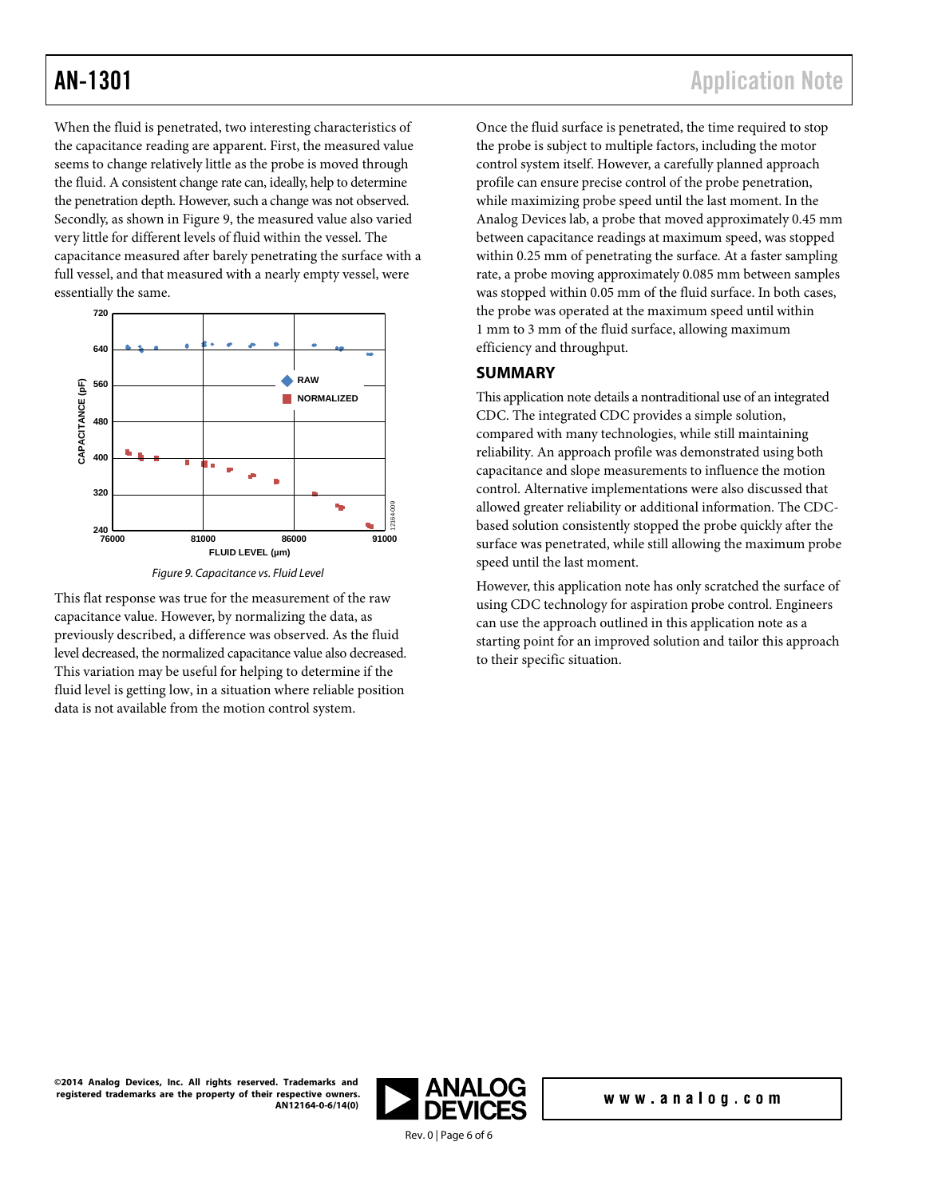When the fluid is penetrated, two interesting characteristics of the capacitance reading are apparent. First, the measured value seems to change relatively little as the probe is moved through the fluid. A consistent change rate can, ideally, help to determine the penetration depth. However, such a change was not observed. Secondly, as shown in Figure 9, the measured value also varied very little for different levels of fluid within the vessel. The capacitance measured after barely penetrating the surface with a full vessel, and that measured with a nearly empty vessel, were essentially the same.

CAPACITANCE (pF)
720
640
560
480
400
320
240
76000
81000
86000
91000
FLUID LEVEL (µm)
RAW
NORMALIZED
12164-009

*Figure 9. Capacitance vs. Fluid Level*

This flat response was true for the measurement of the raw capacitance value. However, by normalizing the data, as previously described, a difference was observed. As the fluid level decreased, the normalized capacitance value also decreased. This variation may be useful for helping to determine if the fluid level is getting low, in a situation where reliable position data is not available from the motion control system.

Once the fluid surface is penetrated, the time required to stop the probe is subject to multiple factors, including the motor control system itself. However, a carefully planned approach profile can ensure precise control of the probe penetration, while maximizing probe speed until the last moment. In the Analog Devices lab, a probe that moved approximately 0.45 mm between capacitance readings at maximum speed, was stopped within 0.25 mm of penetrating the surface. At a faster sampling rate, a probe moving approximately 0.085 mm between samples was stopped within 0.05 mm of the fluid surface. In both cases, the probe was operated at the maximum speed until within 1 mm to 3 mm of the fluid surface, allowing maximum efficiency and throughput.

## SUMMARY

This application note details a nontraditional use of an integrated CDC. The integrated CDC provides a simple solution, compared with many technologies, while still maintaining reliability. An approach profile was demonstrated using both capacitance and slope measurements to influence the motion control. Alternative implementations were also discussed that allowed greater reliability or additional information. The CDC-based solution consistently stopped the probe quickly after the surface was penetrated, while still allowing the maximum probe speed until the last moment.

However, this application note has only scratched the surface of using CDC technology for aspiration probe control. Engineers can use the approach outlined in this application note as a starting point for an improved solution and tailor this approach to their specific situation.

©2014 Analog Devices, Inc. All rights reserved. Trademarks and registered trademarks are the property of their respective owners.
AN12164-0-6/14(0)

www.analog.com